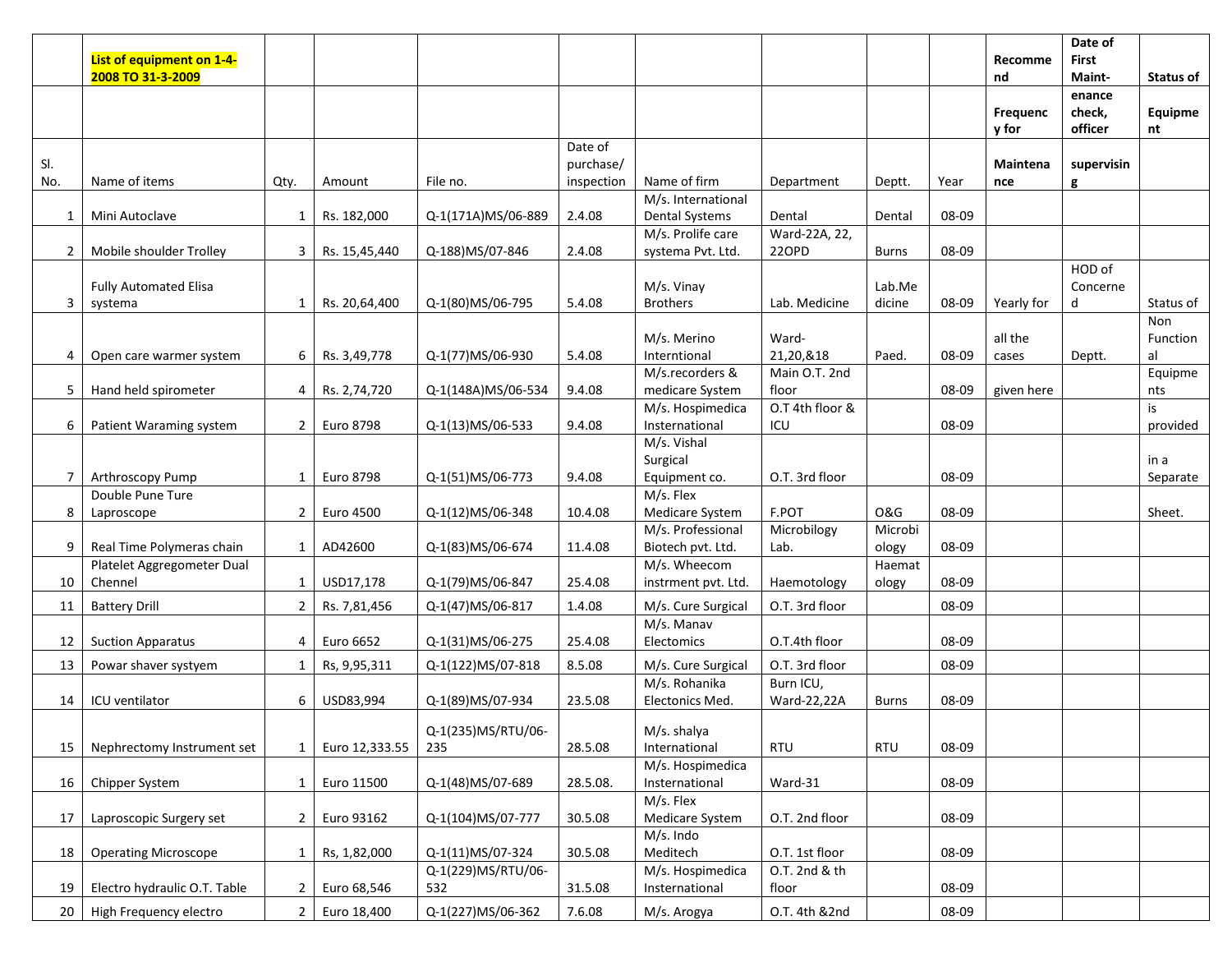| Sl. No. | List of equipment on 1-4-2008 TO 31-3-2009<br>Name of items | Qty. | Amount | File no. | Date of purchase/ inspection | Name of firm | Department | Deptt. | Year | Recommend Frequency for Maintenance | Date of First Maint-enance check, officer supervising | Status of Equipment |
|---|---|---|---|---|---|---|---|---|---|---|---|---|
| 1 | Mini Autoclave | 1 | Rs. 182,000 | Q-1(171A)MS/06-889 | 2.4.08 | M/s. International Dental Systems | Dental | Dental | 08-09 | | | |
| 2 | Mobile shoulder Trolley | 3 | Rs. 15,45,440 | Q-188)MS/07-846 | 2.4.08 | M/s. Prolife care systema Pvt. Ltd. | Ward-22A, 22, 22OPD | Burns | 08-09 | | | |
| 3 | Fully Automated Elisa systema | 1 | Rs. 20,64,400 | Q-1(80)MS/06-795 | 5.4.08 | M/s. Vinay Brothers | Lab. Medicine | Lab.Medicine | 08-09 | Yearly for | HOD of Concerned | Status of |
| 4 | Open care warmer system | 6 | Rs. 3,49,778 | Q-1(77)MS/06-930 | 5.4.08 | M/s. Merino Interntional | Ward-21,20,&18 | Paed. | 08-09 | all the cases | Deptt. | Non Functional |
| 5 | Hand held spirometer | 4 | Rs. 2,74,720 | Q-1(148A)MS/06-534 | 9.4.08 | M/s.recorders & medicare System | Main O.T. 2nd floor | | 08-09 | given here | | Equipments |
| 6 | Patient Waraming system | 2 | Euro 8798 | Q-1(13)MS/06-533 | 9.4.08 | M/s. Hospimedica International | O.T 4th floor & ICU | | 08-09 | | | is provided |
| 7 | Arthroscopy Pump | 1 | Euro 8798 | Q-1(51)MS/06-773 | 9.4.08 | M/s. Vishal Surgical Equipment co. | O.T. 3rd floor | | 08-09 | | | in a Separate |
| 8 | Double Pune Ture Laproscope | 2 | Euro 4500 | Q-1(12)MS/06-348 | 10.4.08 | M/s. Flex Medicare System | F.POT | O&G | 08-09 | | | Sheet. |
| 9 | Real Time Polymeras chain | 1 | AD42600 | Q-1(83)MS/06-674 | 11.4.08 | M/s. Professional Biotech pvt. Ltd. | Microbilogy Lab. | Microbiology | 08-09 | | | |
| 10 | Platelet Aggregometer Dual Chennel | 1 | USD17,178 | Q-1(79)MS/06-847 | 25.4.08 | M/s. Wheecom instrment pvt. Ltd. | Haemotology | Haematology | 08-09 | | | |
| 11 | Battery Drill | 2 | Rs. 7,81,456 | Q-1(47)MS/06-817 | 1.4.08 | M/s. Cure Surgical | O.T. 3rd floor | | 08-09 | | | |
| 12 | Suction Apparatus | 4 | Euro 6652 | Q-1(31)MS/06-275 | 25.4.08 | M/s. Manav Electomics | O.T.4th floor | | 08-09 | | | |
| 13 | Powar shaver systyem | 1 | Rs, 9,95,311 | Q-1(122)MS/07-818 | 8.5.08 | M/s. Cure Surgical | O.T. 3rd floor | | 08-09 | | | |
| 14 | ICU ventilator | 6 | USD83,994 | Q-1(89)MS/07-934 | 23.5.08 | M/s. Rohanika Electonics Med. | Burn ICU, Ward-22,22A | Burns | 08-09 | | | |
| 15 | Nephrectomy Instrument set | 1 | Euro 12,333.55 | Q-1(235)MS/RTU/06-235 | 28.5.08 | M/s. shalya International | RTU | RTU | 08-09 | | | |
| 16 | Chipper System | 1 | Euro 11500 | Q-1(48)MS/07-689 | 28.5.08. | M/s. Hospimedica International | Ward-31 | | 08-09 | | | |
| 17 | Laproscopic Surgery set | 2 | Euro 93162 | Q-1(104)MS/07-777 | 30.5.08 | M/s. Flex Medicare System | O.T. 2nd floor | | 08-09 | | | |
| 18 | Operating Microscope | 1 | Rs, 1,82,000 | Q-1(11)MS/07-324 | 30.5.08 | M/s. Indo Meditech | O.T. 1st floor | | 08-09 | | | |
| 19 | Electro hydraulic O.T. Table | 2 | Euro 68,546 | Q-1(229)MS/RTU/06-532 | 31.5.08 | M/s. Hospimedica International | O.T. 2nd & th floor | | 08-09 | | | |
| 20 | High Frequency electro | 2 | Euro 18,400 | Q-1(227)MS/06-362 | 7.6.08 | M/s. Arogya | O.T. 4th &2nd | | 08-09 | | | |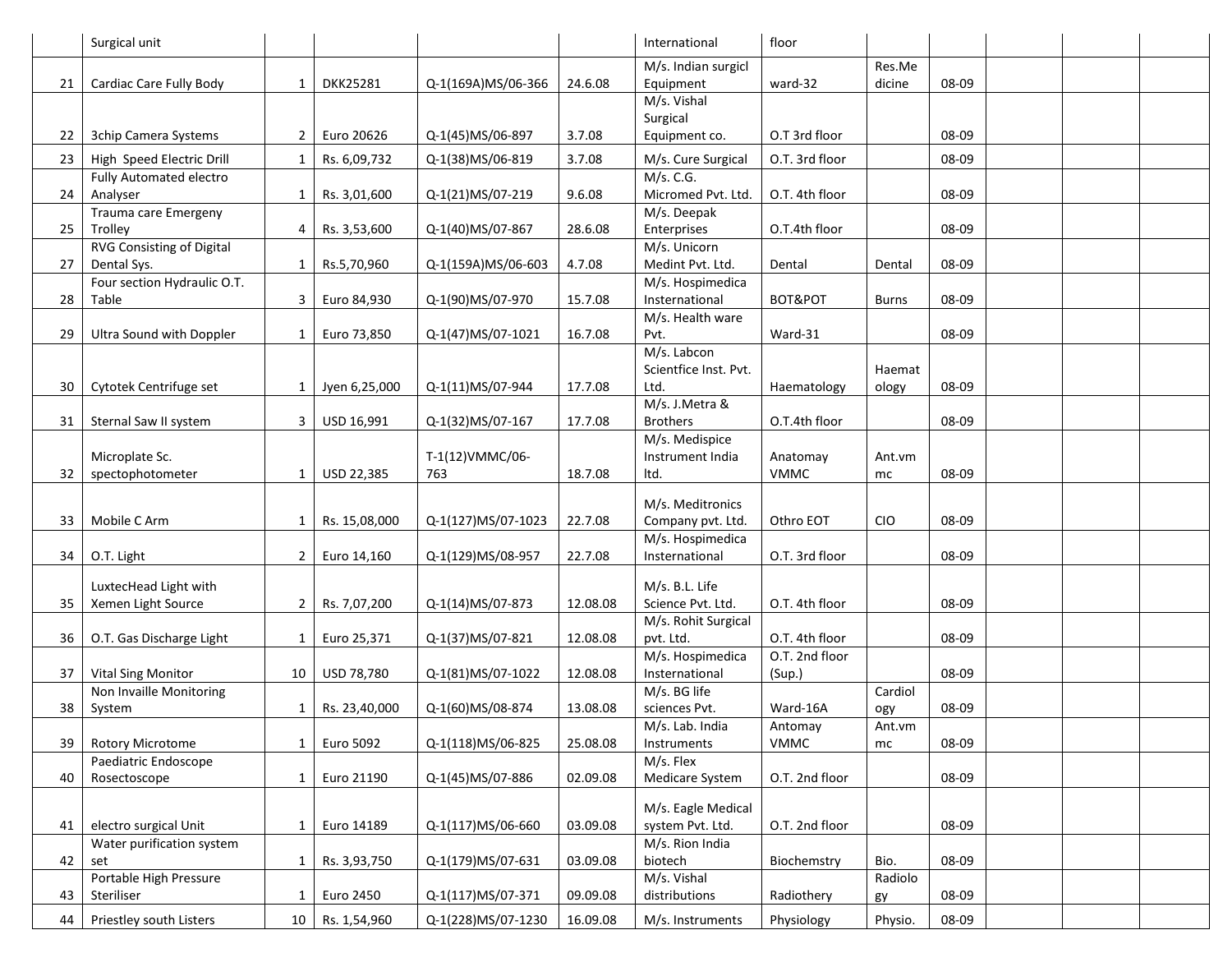|  |  |  |  |  |  |  |  |  |  |  |  |  |
|---|---|---|---|---|---|---|---|---|---|---|---|---|
|  | Surgical unit |  |  |  |  | International | floor |  |  |  |  |  |
| 21 | Cardiac Care Fully Body | 1 | DKK25281 | Q-1(169A)MS/06-366 | 24.6.08 | M/s. Indian surgicl Equipment | ward-32 | Res.Medicine | 08-09 |  |  |  |
| 22 | 3chip Camera Systems | 2 | Euro 20626 | Q-1(45)MS/06-897 | 3.7.08 | M/s. Vishal Surgical Equipment co. | O.T 3rd floor |  | 08-09 |  |  |  |
| 23 | High Speed Electric Drill | 1 | Rs. 6,09,732 | Q-1(38)MS/06-819 | 3.7.08 | M/s. Cure Surgical | O.T. 3rd floor |  | 08-09 |  |  |  |
| 24 | Fully Automated electro Analyser | 1 | Rs. 3,01,600 | Q-1(21)MS/07-219 | 9.6.08 | M/s. C.G. Micromed Pvt. Ltd. | O.T. 4th floor |  | 08-09 |  |  |  |
| 25 | Trauma care Emergeny Trolley | 4 | Rs. 3,53,600 | Q-1(40)MS/07-867 | 28.6.08 | M/s. Deepak Enterprises | O.T.4th floor |  | 08-09 |  |  |  |
| 27 | RVG Consisting of Digital Dental Sys. | 1 | Rs.5,70,960 | Q-1(159A)MS/06-603 | 4.7.08 | M/s. Unicorn Medint Pvt. Ltd. | Dental | Dental | 08-09 |  |  |  |
| 28 | Four section Hydraulic O.T. Table | 3 | Euro 84,930 | Q-1(90)MS/07-970 | 15.7.08 | M/s. Hospimedica International | BOT&POT | Burns | 08-09 |  |  |  |
| 29 | Ultra Sound with Doppler | 1 | Euro 73,850 | Q-1(47)MS/07-1021 | 16.7.08 | M/s. Health ware Pvt. | Ward-31 |  | 08-09 |  |  |  |
| 30 | Cytotek Centrifuge set | 1 | Jyen 6,25,000 | Q-1(11)MS/07-944 | 17.7.08 | M/s. Labcon Scientfice Inst. Pvt. Ltd. | Haematology | Haematology | 08-09 |  |  |  |
| 31 | Sternal Saw II system | 3 | USD 16,991 | Q-1(32)MS/07-167 | 17.7.08 | M/s. J.Metra & Brothers | O.T.4th floor |  | 08-09 |  |  |  |
| 32 | Microplate Sc. spectophotometer | 1 | USD 22,385 | T-1(12)VMMC/06-763 | 18.7.08 | M/s. Medispice Instrument India ltd. | Anatomay VMMC | Ant.vmmc | 08-09 |  |  |  |
| 33 | Mobile C Arm | 1 | Rs. 15,08,000 | Q-1(127)MS/07-1023 | 22.7.08 | M/s. Meditronics Company pvt. Ltd. | Othro EOT | CIO | 08-09 |  |  |  |
| 34 | O.T. Light | 2 | Euro 14,160 | Q-1(129)MS/08-957 | 22.7.08 | M/s. Hospimedica International | O.T. 3rd floor |  | 08-09 |  |  |  |
| 35 | LuxtecHead Light with Xemen Light Source | 2 | Rs. 7,07,200 | Q-1(14)MS/07-873 | 12.08.08 | M/s. B.L. Life Science Pvt. Ltd. | O.T. 4th floor |  | 08-09 |  |  |  |
| 36 | O.T. Gas Discharge Light | 1 | Euro 25,371 | Q-1(37)MS/07-821 | 12.08.08 | M/s. Rohit Surgical pvt. Ltd. | O.T. 4th floor |  | 08-09 |  |  |  |
| 37 | Vital Sing Monitor | 10 | USD 78,780 | Q-1(81)MS/07-1022 | 12.08.08 | M/s. Hospimedica International | O.T. 2nd floor (Sup.) |  | 08-09 |  |  |  |
| 38 | Non Invaille Monitoring System | 1 | Rs. 23,40,000 | Q-1(60)MS/08-874 | 13.08.08 | M/s. BG life sciences Pvt. | Ward-16A | Cardiology | 08-09 |  |  |  |
| 39 | Rotory Microtome | 1 | Euro 5092 | Q-1(118)MS/06-825 | 25.08.08 | M/s. Lab. India Instruments | Antomay VMMC | Ant.vmmc | 08-09 |  |  |  |
| 40 | Paediatric Endoscope Rosectoscope | 1 | Euro 21190 | Q-1(45)MS/07-886 | 02.09.08 | M/s. Flex Medicare System | O.T. 2nd floor |  | 08-09 |  |  |  |
| 41 | electro surgical Unit | 1 | Euro 14189 | Q-1(117)MS/06-660 | 03.09.08 | M/s. Eagle Medical system Pvt. Ltd. | O.T. 2nd floor |  | 08-09 |  |  |  |
| 42 | Water purification system set | 1 | Rs. 3,93,750 | Q-1(179)MS/07-631 | 03.09.08 | M/s. Rion India biotech | Biochemstry | Bio. | 08-09 |  |  |  |
| 43 | Portable High Pressure Steriliser | 1 | Euro 2450 | Q-1(117)MS/07-371 | 09.09.08 | M/s. Vishal distributions | Radiothery | Radiology | 08-09 |  |  |  |
| 44 | Priestley south Listers | 10 | Rs. 1,54,960 | Q-1(228)MS/07-1230 | 16.09.08 | M/s. Instruments | Physiology | Physio. | 08-09 |  |  |  |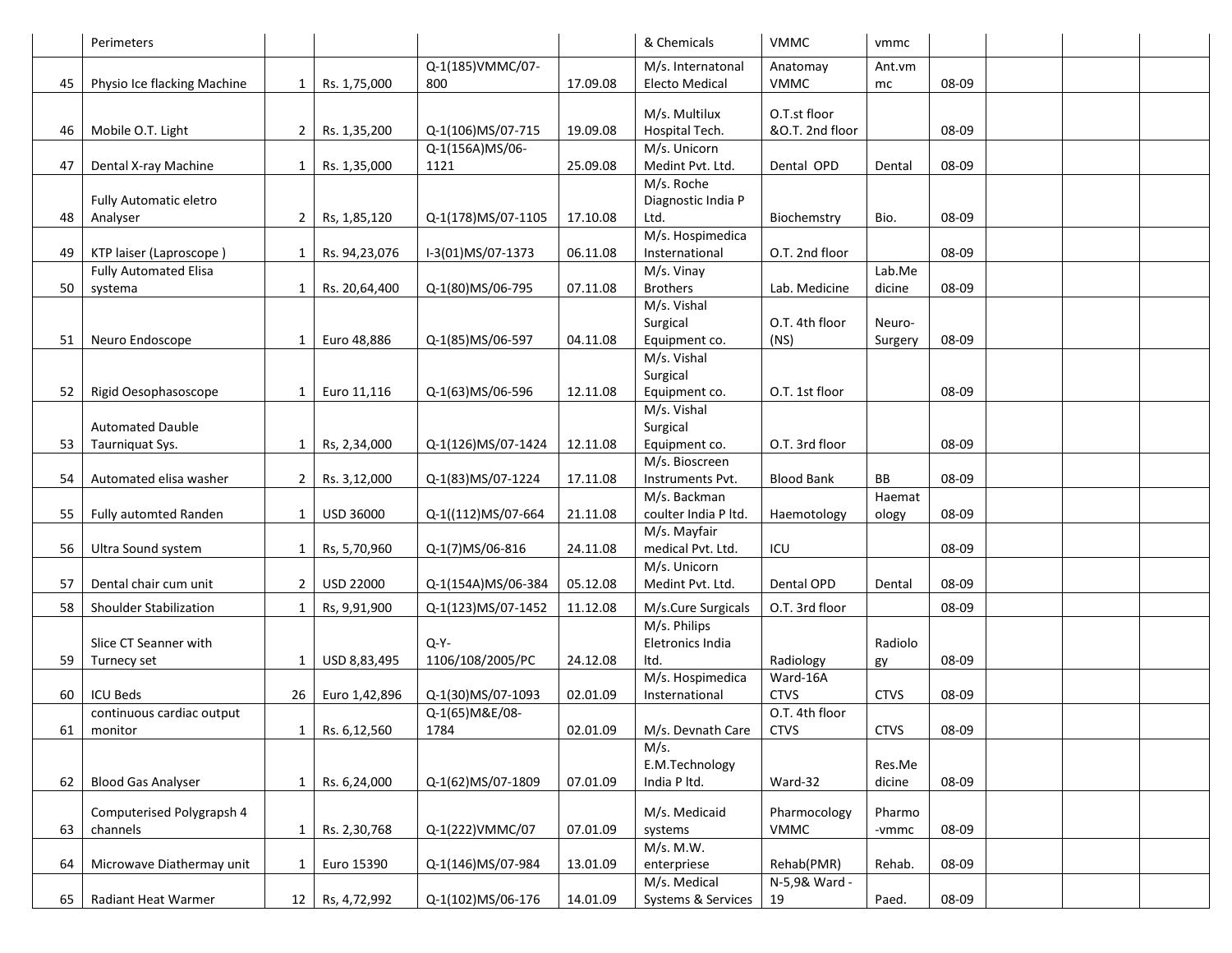| | | | | | | | | | | | | |
|---|---|---|---|---|---|---|---|---|---|---|---|---|
| | Perimeters | | | | | & Chemicals | VMMC | vmmc | | | | |
| 45 | Physio Ice flacking Machine | 1 | Rs. 1,75,000 | Q-1(185)VMMC/07-800 | 17.09.08 | M/s. Internatonal Electo Medical | Anatomay VMMC | Ant.vmmc | 08-09 | | | |
| 46 | Mobile O.T. Light | 2 | Rs. 1,35,200 | Q-1(106)MS/07-715 | 19.09.08 | M/s. Multilux Hospital Tech. | O.T.st floor &O.T. 2nd floor | | 08-09 | | | |
| 47 | Dental X-ray Machine | 1 | Rs. 1,35,000 | Q-1(156A)MS/06-1121 | 25.09.08 | M/s. Unicorn Medint Pvt. Ltd. | Dental OPD | Dental | 08-09 | | | |
| 48 | Fully Automatic eletro Analyser | 2 | Rs, 1,85,120 | Q-1(178)MS/07-1105 | 17.10.08 | M/s. Roche Diagnostic India P Ltd. | Biochemstry | Bio. | 08-09 | | | |
| 49 | KTP laiser (Laproscope ) | 1 | Rs. 94,23,076 | I-3(01)MS/07-1373 | 06.11.08 | M/s. Hospimedica International | O.T. 2nd floor | | 08-09 | | | |
| 50 | Fully Automated Elisa systema | 1 | Rs. 20,64,400 | Q-1(80)MS/06-795 | 07.11.08 | M/s. Vinay Brothers | Lab. Medicine | Lab.Medicine | 08-09 | | | |
| 51 | Neuro Endoscope | 1 | Euro 48,886 | Q-1(85)MS/06-597 | 04.11.08 | M/s. Vishal Surgical Equipment co. | O.T. 4th floor (NS) | Neuro-Surgery | 08-09 | | | |
| 52 | Rigid Oesophasoscope | 1 | Euro 11,116 | Q-1(63)MS/06-596 | 12.11.08 | M/s. Vishal Surgical Equipment co. | O.T. 1st floor | | 08-09 | | | |
| 53 | Automated Dauble Taurniquat Sys. | 1 | Rs, 2,34,000 | Q-1(126)MS/07-1424 | 12.11.08 | M/s. Vishal Surgical Equipment co. | O.T. 3rd floor | | 08-09 | | | |
| 54 | Automated elisa washer | 2 | Rs. 3,12,000 | Q-1(83)MS/07-1224 | 17.11.08 | M/s. Bioscreen Instruments Pvt. | Blood Bank | BB | 08-09 | | | |
| 55 | Fully automted Randen | 1 | USD 36000 | Q-1((112)MS/07-664 | 21.11.08 | M/s. Backman coulter India P ltd. | Haemotology | Haematology | 08-09 | | | |
| 56 | Ultra Sound system | 1 | Rs, 5,70,960 | Q-1(7)MS/06-816 | 24.11.08 | M/s. Mayfair medical Pvt. Ltd. | ICU | | 08-09 | | | |
| 57 | Dental chair cum unit | 2 | USD 22000 | Q-1(154A)MS/06-384 | 05.12.08 | M/s. Unicorn Medint Pvt. Ltd. | Dental OPD | Dental | 08-09 | | | |
| 58 | Shoulder Stabilization | 1 | Rs, 9,91,900 | Q-1(123)MS/07-1452 | 11.12.08 | M/s.Cure Surgicals | O.T. 3rd floor | | 08-09 | | | |
| 59 | Slice CT Seanner with Turnecy set | 1 | USD 8,83,495 | Q-Y-1106/108/2005/PC | 24.12.08 | M/s. Philips Eletronics India ltd. | Radiology | Radiology | 08-09 | | | |
| 60 | ICU Beds | 26 | Euro 1,42,896 | Q-1(30)MS/07-1093 | 02.01.09 | M/s. Hospimedica International | Ward-16A CTVS | CTVS | 08-09 | | | |
| 61 | continuous cardiac output monitor | 1 | Rs. 6,12,560 | Q-1(65)M&E/08-1784 | 02.01.09 | M/s. Devnath Care | O.T. 4th floor CTVS | CTVS | 08-09 | | | |
| 62 | Blood Gas Analyser | 1 | Rs. 6,24,000 | Q-1(62)MS/07-1809 | 07.01.09 | M/s. E.M.Technology India P ltd. | Ward-32 | Res.Medicine | 08-09 | | | |
| 63 | Computerised Polygrapsh 4 channels | 1 | Rs. 2,30,768 | Q-1(222)VMMC/07 | 07.01.09 | M/s. Medicaid systems | Pharmocology VMMC | Pharmo-vmmc | 08-09 | | | |
| 64 | Microwave Diathermay unit | 1 | Euro 15390 | Q-1(146)MS/07-984 | 13.01.09 | M/s. M.W. enterpriese | Rehab(PMR) | Rehab. | 08-09 | | | |
| 65 | Radiant Heat Warmer | 12 | Rs, 4,72,992 | Q-1(102)MS/06-176 | 14.01.09 | M/s. Medical Systems & Services | N-5,9& Ward -19 | Paed. | 08-09 | | | |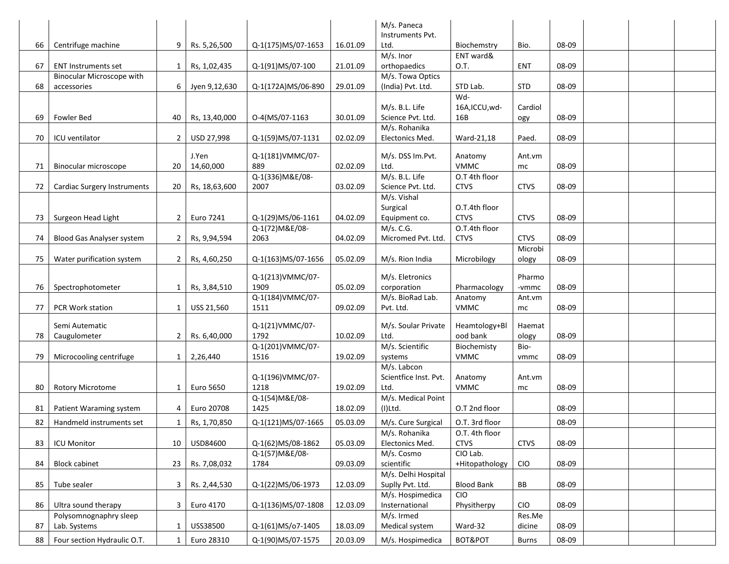| | | | | | | | | | | | | |
|---|---|---|---|---|---|---|---|---|---|---|---|---|
| 66 | Centrifuge machine | 9 | Rs. 5,26,500 | Q-1(175)MS/07-1653 | 16.01.09 | M/s. Paneca Instruments Pvt. Ltd. | Biochemstry | Bio. | 08-09 | | | |
| 67 | ENT Instruments set | 1 | Rs, 1,02,435 | Q-1(91)MS/07-100 | 21.01.09 | M/s. Inor orthopaedics | ENT ward& O.T. | ENT | 08-09 | | | |
| 68 | Binocular Microscope with accessories | 6 | Jyen 9,12,630 | Q-1(172A)MS/06-890 | 29.01.09 | M/s. Towa Optics (India) Pvt. Ltd. | STD Lab. | STD | 08-09 | | | |
| 69 | Fowler Bed | 40 | Rs, 13,40,000 | O-4(MS/07-1163 | 30.01.09 | M/s. B.L. Life Science Pvt. Ltd. | Wd-16A,ICCU,wd-16B | Cardiology | 08-09 | | | |
| 70 | ICU ventilator | 2 | USD 27,998 | Q-1(59)MS/07-1131 | 02.02.09 | M/s. Rohanika Electonics Med. | Ward-21,18 | Paed. | 08-09 | | | |
| 71 | Binocular microscope | 20 | J.Yen 14,60,000 | Q-1(181)VMMC/07-889 | 02.02.09 | M/s. DSS Im.Pvt. Ltd. | Anatomy VMMC | Ant.vmmc | 08-09 | | | |
| 72 | Cardiac Surgery Instruments | 20 | Rs, 18,63,600 | Q-1(336)M&E/08-2007 | 03.02.09 | M/s. B.L. Life Science Pvt. Ltd. | O.T 4th floor CTVS | CTVS | 08-09 | | | |
| 73 | Surgeon Head Light | 2 | Euro 7241 | Q-1(29)MS/06-1161 | 04.02.09 | M/s. Vishal Surgical Equipment co. | O.T.4th floor CTVS | CTVS | 08-09 | | | |
| 74 | Blood Gas Analyser system | 2 | Rs, 9,94,594 | Q-1(72)M&E/08-2063 | 04.02.09 | M/s. C.G. Micromed Pvt. Ltd. | O.T.4th floor CTVS | CTVS | 08-09 | | | |
| 75 | Water purification system | 2 | Rs, 4,60,250 | Q-1(163)MS/07-1656 | 05.02.09 | M/s. Rion India | Microbilogy | Microbiology | 08-09 | | | |
| 76 | Spectrophotometer | 1 | Rs, 3,84,510 | Q-1(213)VMMC/07-1909 | 05.02.09 | M/s. Eletronics corporation | Pharmacology | Pharmo-vmmc | 08-09 | | | |
| 77 | PCR Work station | 1 | USS 21,560 | Q-1(184)VMMC/07-1511 | 09.02.09 | M/s. BioRad Lab. Pvt. Ltd. | Anatomy VMMC | Ant.vmmc | 08-09 | | | |
| 78 | Semi Autematic Caugulometer | 2 | Rs. 6,40,000 | Q-1(21)VMMC/07-1792 | 10.02.09 | M/s. Soular Private Ltd. | Heamtology+Blood bank | Haematology | 08-09 | | | |
| 79 | Microcooling centrifuge | 1 | 2,26,440 | Q-1(201)VMMC/07-1516 | 19.02.09 | M/s. Scientific systems | Biochemisty VMMC | Bio-vmmc | 08-09 | | | |
| 80 | Rotory Microtome | 1 | Euro 5650 | Q-1(196)VMMC/07-1218 | 19.02.09 | M/s. Labcon Scientfice Inst. Pvt. Ltd. | Anatomy VMMC | Ant.vmmc | 08-09 | | | |
| 81 | Patient Waraming system | 4 | Euro 20708 | Q-1(54)M&E/08-1425 | 18.02.09 | M/s. Medical Point (I)Ltd. | O.T 2nd floor | | 08-09 | | | |
| 82 | Handmeld instruments set | 1 | Rs, 1,70,850 | Q-1(121)MS/07-1665 | 05.03.09 | M/s. Cure Surgical | O.T. 3rd floor | | 08-09 | | | |
| 83 | ICU Monitor | 10 | USD84600 | Q-1(62)MS/08-1862 | 05.03.09 | M/s. Rohanika Electonics Med. | O.T. 4th floor CTVS | CTVS | 08-09 | | | |
| 84 | Block cabinet | 23 | Rs. 7,08,032 | Q-1(57)M&E/08-1784 | 09.03.09 | M/s. Cosmo scientific | CIO Lab. +Hitopathology | CIO | 08-09 | | | |
| 85 | Tube sealer | 3 | Rs. 2,44,530 | Q-1(22)MS/06-1973 | 12.03.09 | M/s. Delhi Hospital Suplly Pvt. Ltd. | Blood Bank | BB | 08-09 | | | |
| 86 | Ultra sound therapy | 3 | Euro 4170 | Q-1(136)MS/07-1808 | 12.03.09 | M/s. Hospimedica International | CIO Physitherpy | CIO | 08-09 | | | |
| 87 | Polysomnognaphry sleep Lab. Systems | 1 | USS38500 | Q-1(61)MS/o7-1405 | 18.03.09 | M/s. Irmed Medical system | Ward-32 | Res.Medicine | 08-09 | | | |
| 88 | Four section Hydraulic O.T. | 1 | Euro 28310 | Q-1(90)MS/07-1575 | 20.03.09 | M/s. Hospimedica | BOT&POT | Burns | 08-09 | | | |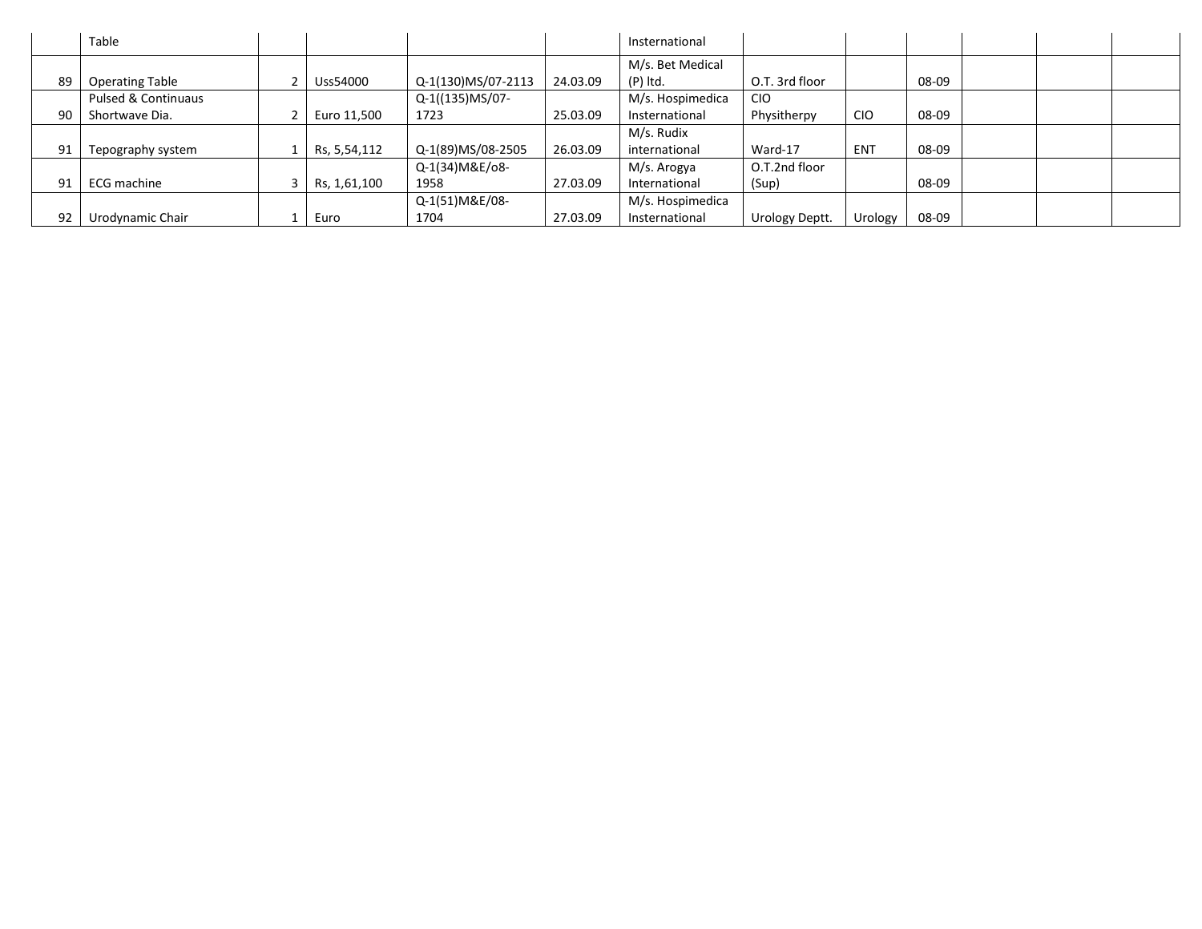| | | | | | | | | | | | | | |
|---|---|---|---|---|---|---|---|---|---|---|---|---|---|
| | Table | | | | | Insternational | | | | | | | |
| 89 | Operating Table | 2 | Uss54000 | Q-1(130)MS/07-2113 | 24.03.09 | M/s. Bet Medical (P) ltd. | O.T. 3rd floor | | 08-09 | | | | |
| 90 | Pulsed & Continuaus Shortwave Dia. | 2 | Euro 11,500 | Q-1((135)MS/07-1723 | 25.03.09 | M/s. Hospimedica Insternational | CIO Physitherpy | CIO | 08-09 | | | | |
| 91 | Tepography system | 1 | Rs, 5,54,112 | Q-1(89)MS/08-2505 | 26.03.09 | M/s. Rudix international | Ward-17 | ENT | 08-09 | | | | |
| 91 | ECG machine | 3 | Rs, 1,61,100 | Q-1(34)M&E/o8-1958 | 27.03.09 | M/s. Arogya International | O.T.2nd floor (Sup) | | 08-09 | | | | |
| 92 | Urodynamic Chair | 1 | Euro | Q-1(51)M&E/08-1704 | 27.03.09 | M/s. Hospimedica International | Urology Deptt. | Urology | 08-09 | | | | |